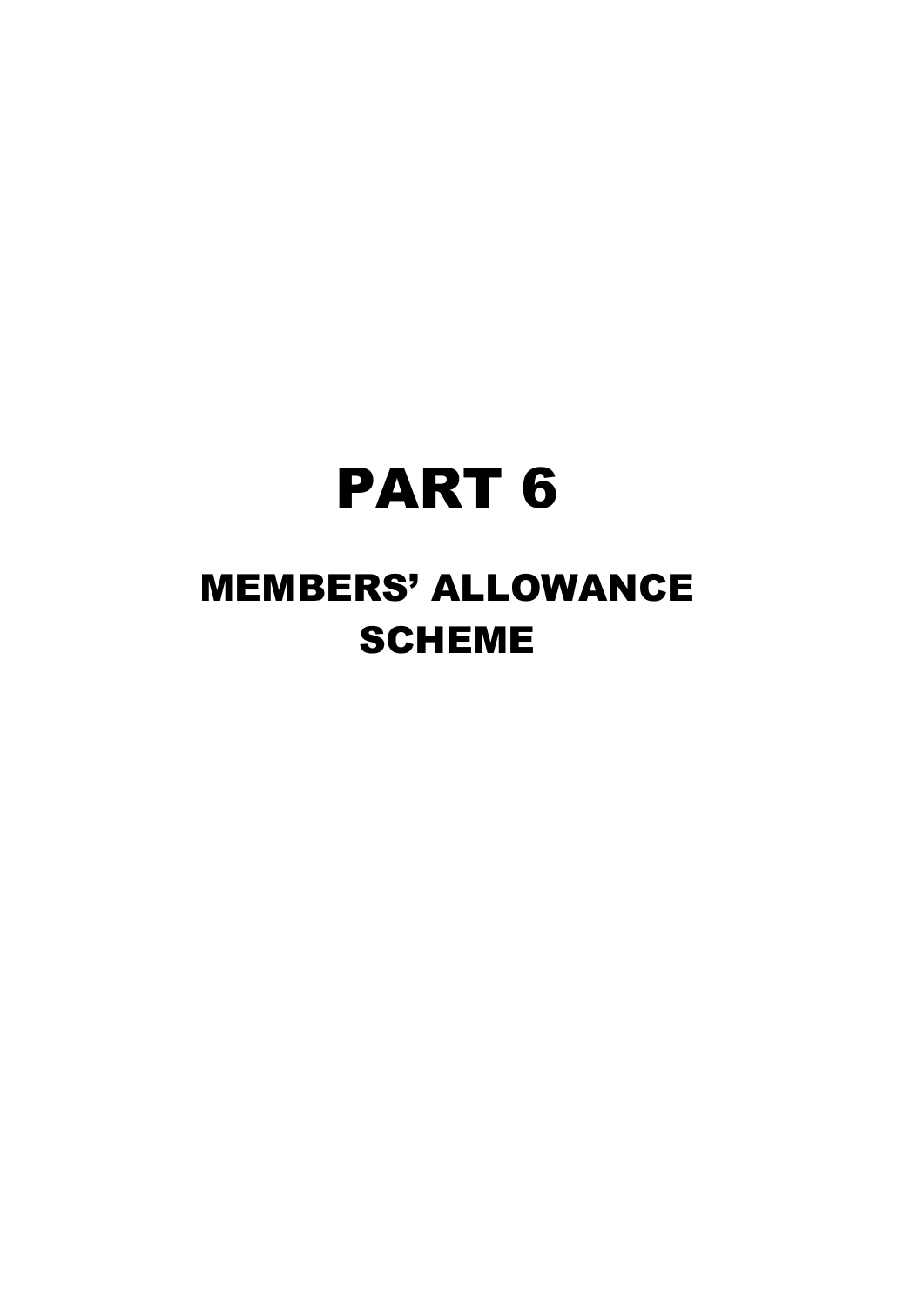# PART 6

## MEMBERS' ALLOWANCE SCHEME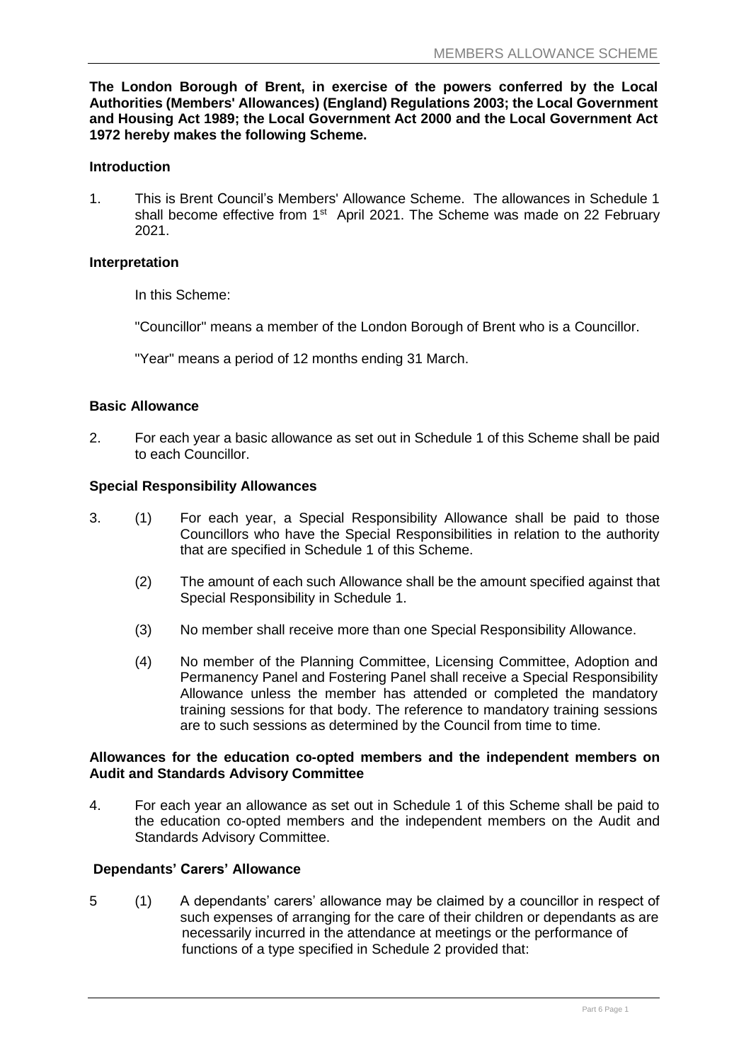**The London Borough of Brent, in exercise of the powers conferred by the Local Authorities (Members' Allowances) (England) Regulations 2003; the Local Government and Housing Act 1989; the Local Government Act 2000 and the Local Government Act 1972 hereby makes the following Scheme.**

**Introduction**

1. This is Brent Council's Members' Allowance Scheme. The allowances in Schedule 1 shall become effective from 1st April 2021. The Scheme was made on 22 February 2021.

**Interpretation**

In this Scheme:

"Councillor" means a member of the London Borough of Brent who is a Councillor.

"Year" means a period of 12 months ending 31 March.

**Basic Allowance**

2. For each year a basic allowance as set out in Schedule 1 of this Scheme shall be paid to each Councillor.

**Special Responsibility Allowances**

3. (1) For each year, a Special Responsibility Allowance shall be paid to those Councillors who have the Special Responsibilities in relation to the authority that are specified in Schedule 1 of this Scheme.

   (2) The amount of each such Allowance shall be the amount specified against that Special Responsibility in Schedule 1.

   (3) No member shall receive more than one Special Responsibility Allowance.

   (4) No member of the Planning Committee, Licensing Committee, Adoption and Permanency Panel and Fostering Panel shall receive a Special Responsibility Allowance unless the member has attended or completed the mandatory training sessions for that body. The reference to mandatory training sessions are to such sessions as determined by the Council from time to time.

**Allowances for the education co-opted members and the independent members on Audit and Standards Advisory Committee**

4. For each year an allowance as set out in Schedule 1 of this Scheme shall be paid to the education co-opted members and the independent members on the Audit and Standards Advisory Committee.

**Dependants' Carers' Allowance**

5 (1) A dependants' carers' allowance may be claimed by a councillor in respect of such expenses of arranging for the care of their children or dependants as are necessarily incurred in the attendance at meetings or the performance of functions of a type specified in Schedule 2 provided that: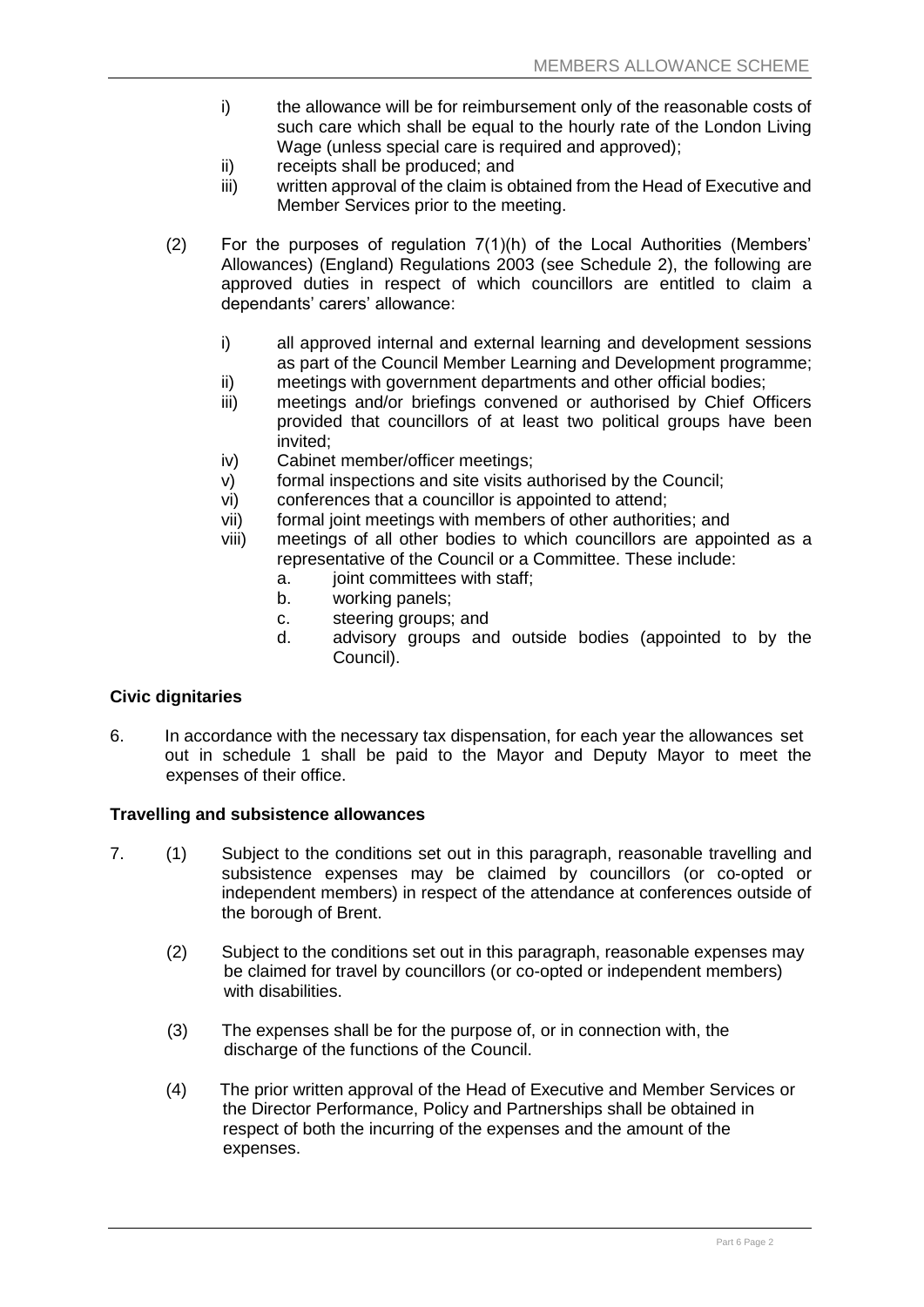i) the allowance will be for reimbursement only of the reasonable costs of such care which shall be equal to the hourly rate of the London Living Wage (unless special care is required and approved);
ii) receipts shall be produced; and
iii) written approval of the claim is obtained from the Head of Executive and Member Services prior to the meeting.

(2) For the purposes of regulation 7(1)(h) of the Local Authorities (Members' Allowances) (England) Regulations 2003 (see Schedule 2), the following are approved duties in respect of which councillors are entitled to claim a dependants' carers' allowance:

i) all approved internal and external learning and development sessions as part of the Council Member Learning and Development programme;
ii) meetings with government departments and other official bodies;
iii) meetings and/or briefings convened or authorised by Chief Officers provided that councillors of at least two political groups have been invited;
iv) Cabinet member/officer meetings;
v) formal inspections and site visits authorised by the Council;
vi) conferences that a councillor is appointed to attend;
vii) formal joint meetings with members of other authorities; and
viii) meetings of all other bodies to which councillors are appointed as a representative of the Council or a Committee. These include:
   a. joint committees with staff;
   b. working panels;
   c. steering groups; and
   d. advisory groups and outside bodies (appointed to by the Council).

**Civic dignitaries**

6. In accordance with the necessary tax dispensation, for each year the allowances set out in schedule 1 shall be paid to the Mayor and Deputy Mayor to meet the expenses of their office.

**Travelling and subsistence allowances**

7. (1) Subject to the conditions set out in this paragraph, reasonable travelling and subsistence expenses may be claimed by councillors (or co-opted or independent members) in respect of the attendance at conferences outside of the borough of Brent.

(2) Subject to the conditions set out in this paragraph, reasonable expenses may be claimed for travel by councillors (or co-opted or independent members) with disabilities.

(3) The expenses shall be for the purpose of, or in connection with, the discharge of the functions of the Council.

(4) The prior written approval of the Head of Executive and Member Services or the Director Performance, Policy and Partnerships shall be obtained in respect of both the incurring of the expenses and the amount of the expenses.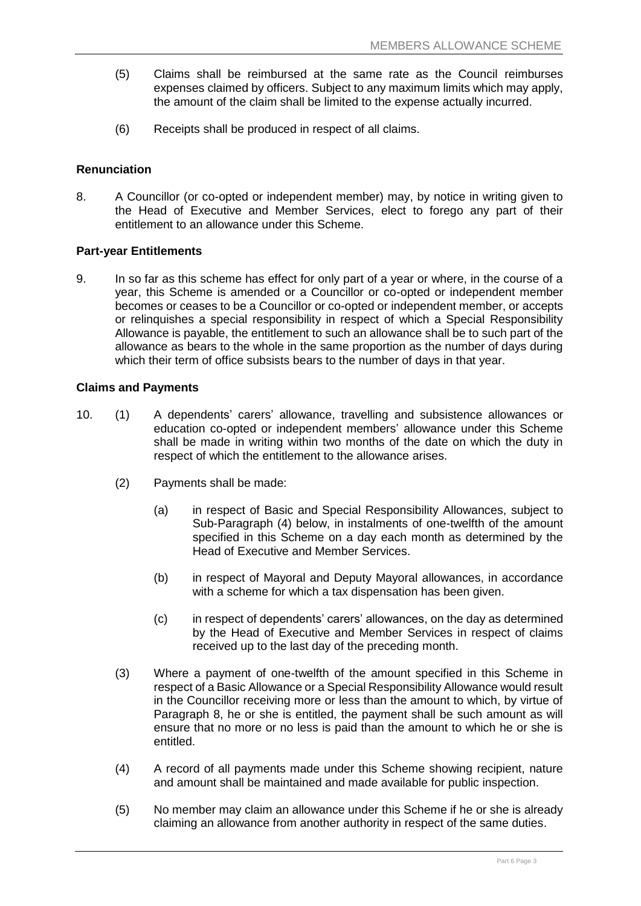(5) Claims shall be reimbursed at the same rate as the Council reimburses expenses claimed by officers. Subject to any maximum limits which may apply, the amount of the claim shall be limited to the expense actually incurred.

(6) Receipts shall be produced in respect of all claims.

**Renunciation**

8. A Councillor (or co-opted or independent member) may, by notice in writing given to the Head of Executive and Member Services, elect to forego any part of their entitlement to an allowance under this Scheme.

**Part-year Entitlements**

9. In so far as this scheme has effect for only part of a year or where, in the course of a year, this Scheme is amended or a Councillor or co-opted or independent member becomes or ceases to be a Councillor or co-opted or independent member, or accepts or relinquishes a special responsibility in respect of which a Special Responsibility Allowance is payable, the entitlement to such an allowance shall be to such part of the allowance as bears to the whole in the same proportion as the number of days during which their term of office subsists bears to the number of days in that year.

**Claims and Payments**

10. (1) A dependents' carers' allowance, travelling and subsistence allowances or education co-opted or independent members' allowance under this Scheme shall be made in writing within two months of the date on which the duty in respect of which the entitlement to the allowance arises.

(2) Payments shall be made:

(a) in respect of Basic and Special Responsibility Allowances, subject to Sub-Paragraph (4) below, in instalments of one-twelfth of the amount specified in this Scheme on a day each month as determined by the Head of Executive and Member Services.

(b) in respect of Mayoral and Deputy Mayoral allowances, in accordance with a scheme for which a tax dispensation has been given.

(c) in respect of dependents' carers' allowances, on the day as determined by the Head of Executive and Member Services in respect of claims received up to the last day of the preceding month.

(3) Where a payment of one-twelfth of the amount specified in this Scheme in respect of a Basic Allowance or a Special Responsibility Allowance would result in the Councillor receiving more or less than the amount to which, by virtue of Paragraph 8, he or she is entitled, the payment shall be such amount as will ensure that no more or no less is paid than the amount to which he or she is entitled.

(4) A record of all payments made under this Scheme showing recipient, nature and amount shall be maintained and made available for public inspection.

(5) No member may claim an allowance under this Scheme if he or she is already claiming an allowance from another authority in respect of the same duties.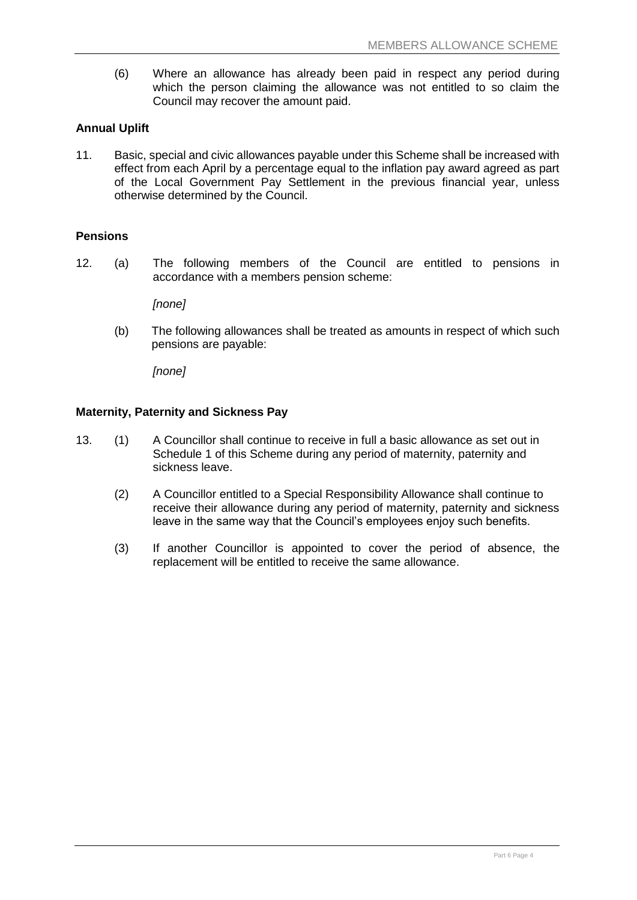(6) Where an allowance has already been paid in respect any period during which the person claiming the allowance was not entitled to so claim the Council may recover the amount paid.

**Annual Uplift**

11. Basic, special and civic allowances payable under this Scheme shall be increased with effect from each April by a percentage equal to the inflation pay award agreed as part of the Local Government Pay Settlement in the previous financial year, unless otherwise determined by the Council.

**Pensions**

12. (a) The following members of the Council are entitled to pensions in accordance with a members pension scheme:

    *[none]*

    (b) The following allowances shall be treated as amounts in respect of which such pensions are payable:

    *[none]*

**Maternity, Paternity and Sickness Pay**

13. (1) A Councillor shall continue to receive in full a basic allowance as set out in Schedule 1 of this Scheme during any period of maternity, paternity and sickness leave.

    (2) A Councillor entitled to a Special Responsibility Allowance shall continue to receive their allowance during any period of maternity, paternity and sickness leave in the same way that the Council's employees enjoy such benefits.

    (3) If another Councillor is appointed to cover the period of absence, the replacement will be entitled to receive the same allowance.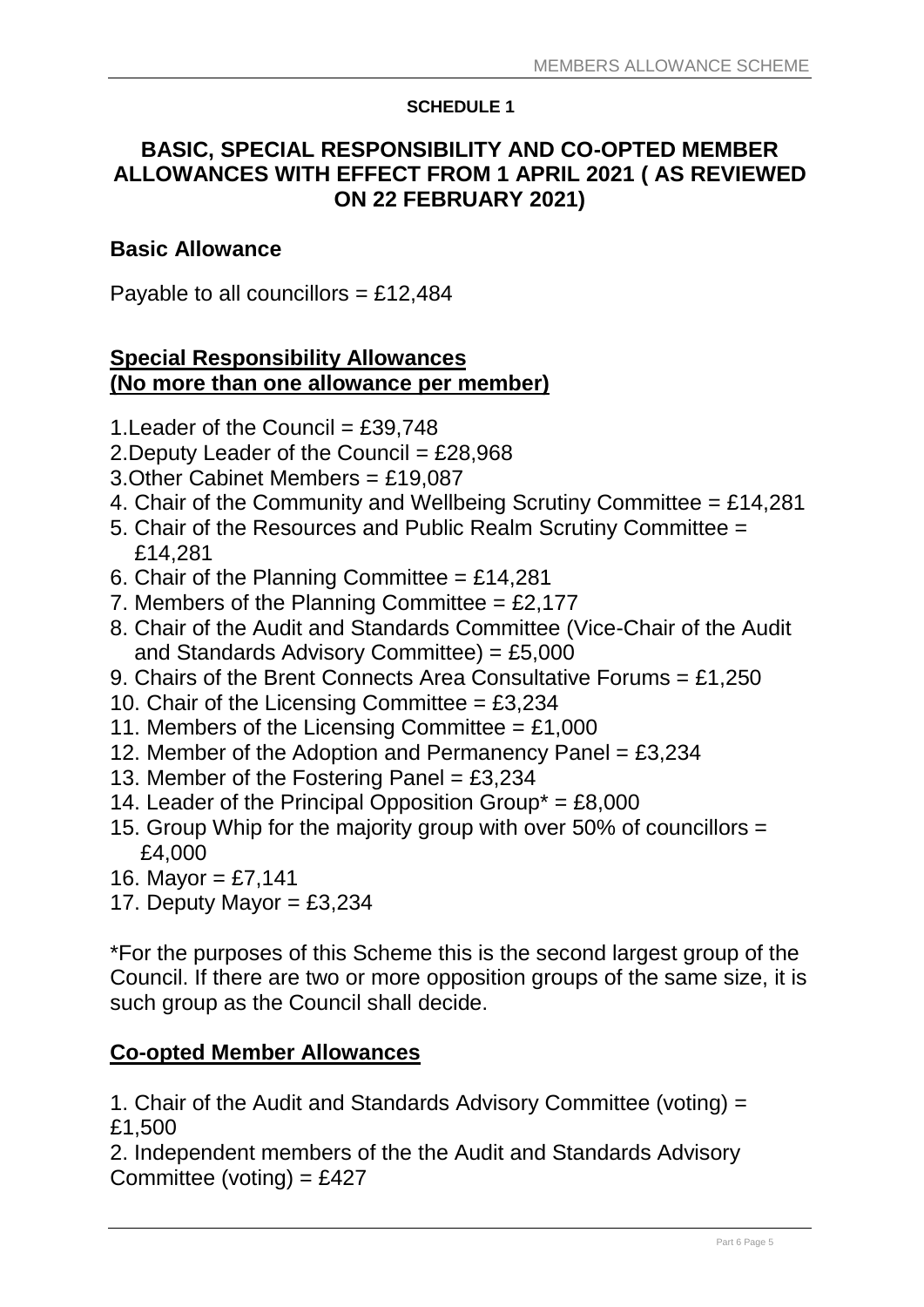**SCHEDULE 1**

## BASIC, SPECIAL RESPONSIBILITY AND CO-OPTED MEMBER ALLOWANCES WITH EFFECT FROM 1 APRIL 2021 ( AS REVIEWED ON 22 FEBRUARY 2021)

### Basic Allowance

Payable to all councillors = £12,484

### Special Responsibility Allowances (No more than one allowance per member)

1. Leader of the Council = £39,748
2. Deputy Leader of the Council = £28,968
3. Other Cabinet Members = £19,087
4. Chair of the Community and Wellbeing Scrutiny Committee = £14,281
5. Chair of the Resources and Public Realm Scrutiny Committee = £14,281
6. Chair of the Planning Committee = £14,281
7. Members of the Planning Committee = £2,177
8. Chair of the Audit and Standards Committee (Vice-Chair of the Audit and Standards Advisory Committee) = £5,000
9. Chairs of the Brent Connects Area Consultative Forums = £1,250
10. Chair of the Licensing Committee = £3,234
11. Members of the Licensing Committee = £1,000
12. Member of the Adoption and Permanency Panel = £3,234
13. Member of the Fostering Panel = £3,234
14. Leader of the Principal Opposition Group* = £8,000
15. Group Whip for the majority group with over 50% of councillors = £4,000
16. Mayor = £7,141
17. Deputy Mayor = £3,234

*For the purposes of this Scheme this is the second largest group of the Council. If there are two or more opposition groups of the same size, it is such group as the Council shall decide.

### Co-opted Member Allowances

1. Chair of the Audit and Standards Advisory Committee (voting) = £1,500
2. Independent members of the the Audit and Standards Advisory Committee (voting) = £427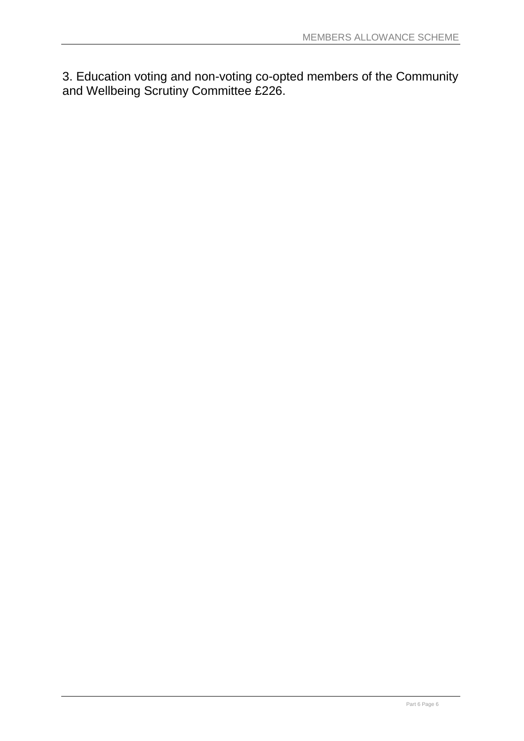3. Education voting and non-voting co-opted members of the Community and Wellbeing Scrutiny Committee £226.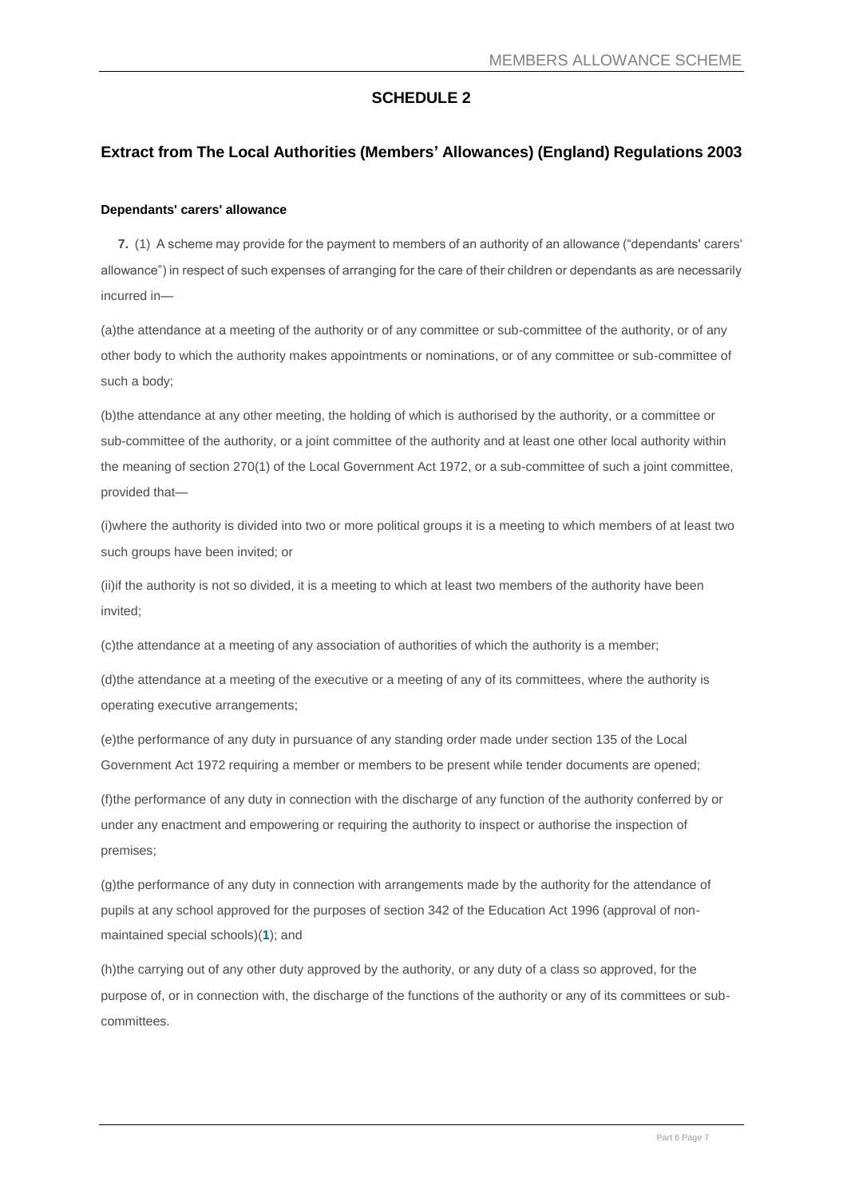# SCHEDULE 2

## Extract from The Local Authorities (Members' Allowances) (England) Regulations 2003

**Dependants' carers' allowance**

**7.** (1) A scheme may provide for the payment to members of an authority of an allowance ("dependants' carers' allowance") in respect of such expenses of arranging for the care of their children or dependants as are necessarily incurred in—

(a)the attendance at a meeting of the authority or of any committee or sub-committee of the authority, or of any other body to which the authority makes appointments or nominations, or of any committee or sub-committee of such a body;

(b)the attendance at any other meeting, the holding of which is authorised by the authority, or a committee or sub-committee of the authority, or a joint committee of the authority and at least one other local authority within the meaning of section 270(1) of the Local Government Act 1972, or a sub-committee of such a joint committee, provided that—

(i)where the authority is divided into two or more political groups it is a meeting to which members of at least two such groups have been invited; or

(ii)if the authority is not so divided, it is a meeting to which at least two members of the authority have been invited;

(c)the attendance at a meeting of any association of authorities of which the authority is a member;

(d)the attendance at a meeting of the executive or a meeting of any of its committees, where the authority is operating executive arrangements;

(e)the performance of any duty in pursuance of any standing order made under section 135 of the Local Government Act 1972 requiring a member or members to be present while tender documents are opened;

(f)the performance of any duty in connection with the discharge of any function of the authority conferred by or under any enactment and empowering or requiring the authority to inspect or authorise the inspection of premises;

(g)the performance of any duty in connection with arrangements made by the authority for the attendance of pupils at any school approved for the purposes of section 342 of the Education Act 1996 (approval of non-maintained special schools)(**1**); and

(h)the carrying out of any other duty approved by the authority, or any duty of a class so approved, for the purpose of, or in connection with, the discharge of the functions of the authority or any of its committees or sub-committees.